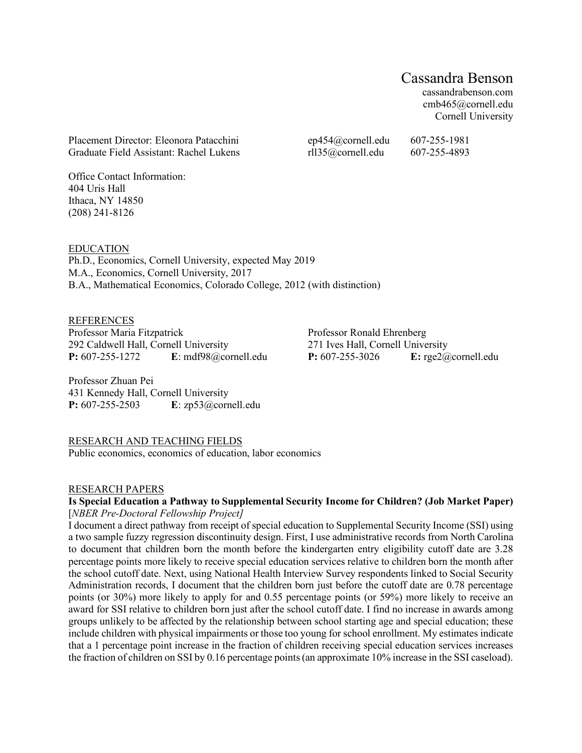# Cassandra Benson

cassandrabenson.com
cmb465@cornell.edu
Cornell University

Placement Director: Eleonora Patacchini ep454@cornell.edu 607-255-1981
Graduate Field Assistant: Rachel Lukens rll35@cornell.edu 607-255-4893

Office Contact Information:
404 Uris Hall
Ithaca, NY 14850
(208) 241-8126

## EDUCATION

Ph.D., Economics, Cornell University, expected May 2019
M.A., Economics, Cornell University, 2017
B.A., Mathematical Economics, Colorado College, 2012 (with distinction)

## REFERENCES

Professor Maria Fitzpatrick
292 Caldwell Hall, Cornell University
**P:** 607-255-1272 **E**: mdf98@cornell.edu

Professor Ronald Ehrenberg
271 Ives Hall, Cornell University
**P:** 607-255-3026 **E:** rge2@cornell.edu

Professor Zhuan Pei
431 Kennedy Hall, Cornell University
**P:** 607-255-2503 **E**: zp53@cornell.edu

## RESEARCH AND TEACHING FIELDS

Public economics, economics of education, labor economics

## RESEARCH PAPERS

**Is Special Education a Pathway to Supplemental Security Income for Children? (Job Market Paper)**
[*NBER Pre-Doctoral Fellowship Project]*

I document a direct pathway from receipt of special education to Supplemental Security Income (SSI) using a two sample fuzzy regression discontinuity design. First, I use administrative records from North Carolina to document that children born the month before the kindergarten entry eligibility cutoff date are 3.28 percentage points more likely to receive special education services relative to children born the month after the school cutoff date. Next, using National Health Interview Survey respondents linked to Social Security Administration records, I document that the children born just before the cutoff date are 0.78 percentage points (or 30%) more likely to apply for and 0.55 percentage points (or 59%) more likely to receive an award for SSI relative to children born just after the school cutoff date. I find no increase in awards among groups unlikely to be affected by the relationship between school starting age and special education; these include children with physical impairments or those too young for school enrollment. My estimates indicate that a 1 percentage point increase in the fraction of children receiving special education services increases the fraction of children on SSI by 0.16 percentage points (an approximate 10% increase in the SSI caseload).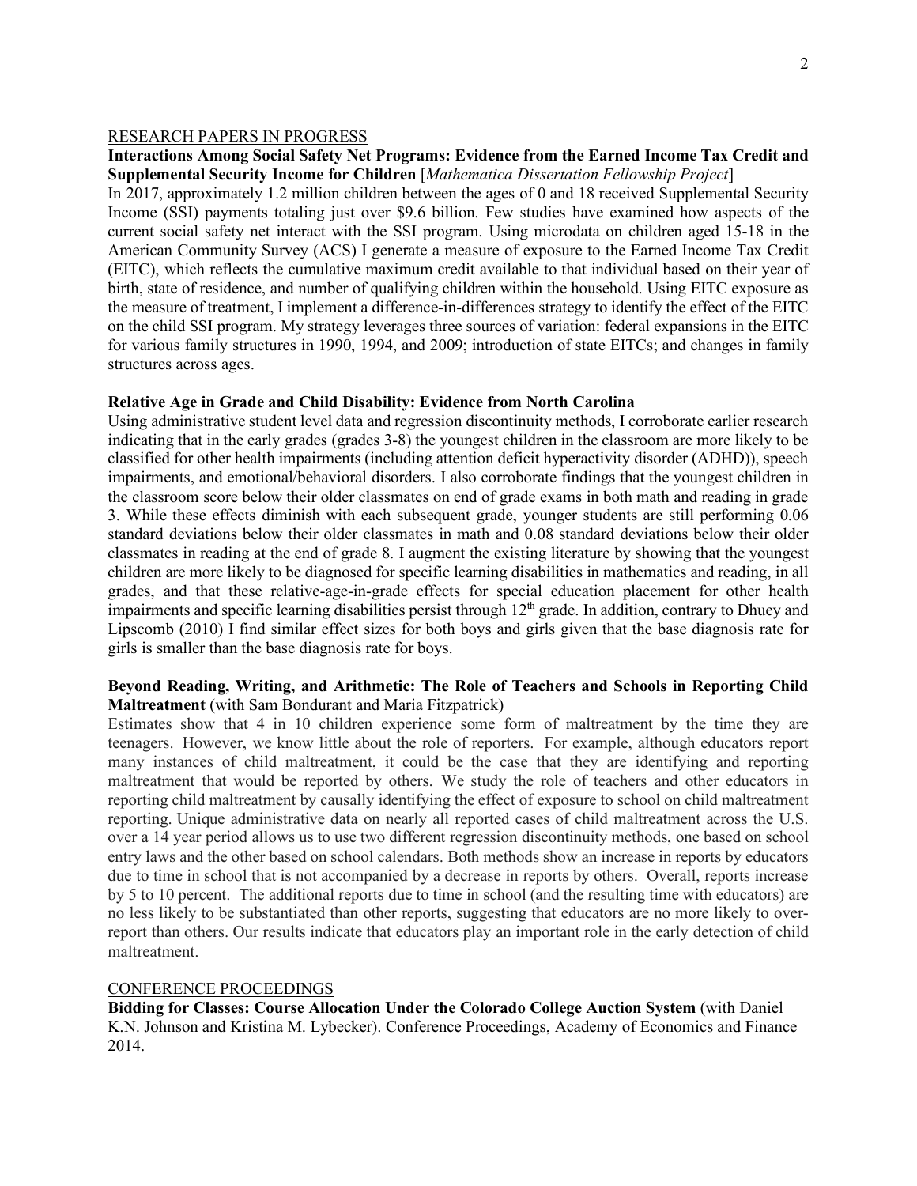## RESEARCH PAPERS IN PROGRESS

**Interactions Among Social Safety Net Programs: Evidence from the Earned Income Tax Credit and Supplemental Security Income for Children** [*Mathematica Dissertation Fellowship Project*]

In 2017, approximately 1.2 million children between the ages of 0 and 18 received Supplemental Security Income (SSI) payments totaling just over $9.6 billion. Few studies have examined how aspects of the current social safety net interact with the SSI program. Using microdata on children aged 15-18 in the American Community Survey (ACS) I generate a measure of exposure to the Earned Income Tax Credit (EITC), which reflects the cumulative maximum credit available to that individual based on their year of birth, state of residence, and number of qualifying children within the household. Using EITC exposure as the measure of treatment, I implement a difference-in-differences strategy to identify the effect of the EITC on the child SSI program. My strategy leverages three sources of variation: federal expansions in the EITC for various family structures in 1990, 1994, and 2009; introduction of state EITCs; and changes in family structures across ages.

**Relative Age in Grade and Child Disability: Evidence from North Carolina**

Using administrative student level data and regression discontinuity methods, I corroborate earlier research indicating that in the early grades (grades 3-8) the youngest children in the classroom are more likely to be classified for other health impairments (including attention deficit hyperactivity disorder (ADHD)), speech impairments, and emotional/behavioral disorders. I also corroborate findings that the youngest children in the classroom score below their older classmates on end of grade exams in both math and reading in grade 3. While these effects diminish with each subsequent grade, younger students are still performing 0.06 standard deviations below their older classmates in math and 0.08 standard deviations below their older classmates in reading at the end of grade 8. I augment the existing literature by showing that the youngest children are more likely to be diagnosed for specific learning disabilities in mathematics and reading, in all grades, and that these relative-age-in-grade effects for special education placement for other health impairments and specific learning disabilities persist through 12th grade. In addition, contrary to Dhuey and Lipscomb (2010) I find similar effect sizes for both boys and girls given that the base diagnosis rate for girls is smaller than the base diagnosis rate for boys.

**Beyond Reading, Writing, and Arithmetic: The Role of Teachers and Schools in Reporting Child Maltreatment** (with Sam Bondurant and Maria Fitzpatrick)

Estimates show that 4 in 10 children experience some form of maltreatment by the time they are teenagers. However, we know little about the role of reporters. For example, although educators report many instances of child maltreatment, it could be the case that they are identifying and reporting maltreatment that would be reported by others. We study the role of teachers and other educators in reporting child maltreatment by causally identifying the effect of exposure to school on child maltreatment reporting. Unique administrative data on nearly all reported cases of child maltreatment across the U.S. over a 14 year period allows us to use two different regression discontinuity methods, one based on school entry laws and the other based on school calendars. Both methods show an increase in reports by educators due to time in school that is not accompanied by a decrease in reports by others. Overall, reports increase by 5 to 10 percent. The additional reports due to time in school (and the resulting time with educators) are no less likely to be substantiated than other reports, suggesting that educators are no more likely to over-report than others. Our results indicate that educators play an important role in the early detection of child maltreatment.

## CONFERENCE PROCEEDINGS

**Bidding for Classes: Course Allocation Under the Colorado College Auction System** (with Daniel K.N. Johnson and Kristina M. Lybecker). Conference Proceedings, Academy of Economics and Finance 2014.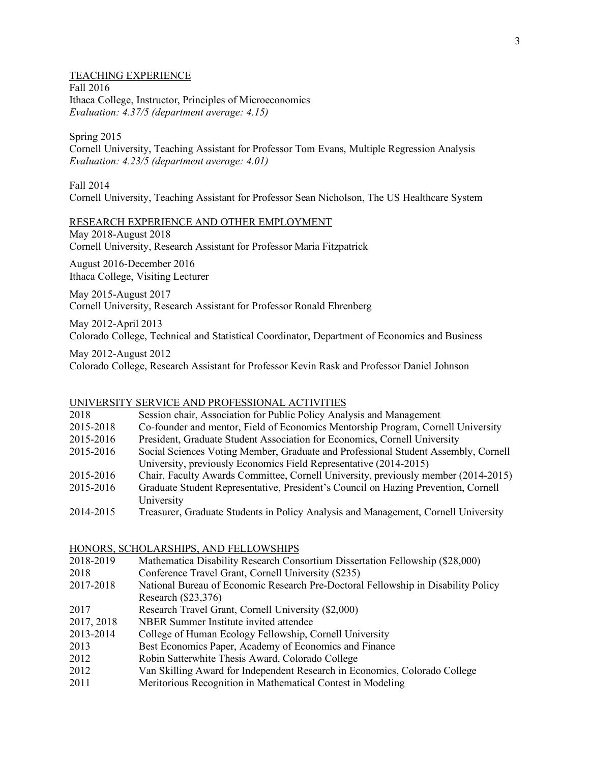## TEACHING EXPERIENCE

Fall 2016
Ithaca College, Instructor, Principles of Microeconomics
*Evaluation: 4.37/5 (department average: 4.15)*

Spring 2015
Cornell University, Teaching Assistant for Professor Tom Evans, Multiple Regression Analysis
*Evaluation: 4.23/5 (department average: 4.01)*

Fall 2014
Cornell University, Teaching Assistant for Professor Sean Nicholson, The US Healthcare System

## RESEARCH EXPERIENCE AND OTHER EMPLOYMENT

May 2018-August 2018
Cornell University, Research Assistant for Professor Maria Fitzpatrick

August 2016-December 2016
Ithaca College, Visiting Lecturer

May 2015-August 2017
Cornell University, Research Assistant for Professor Ronald Ehrenberg

May 2012-April 2013
Colorado College, Technical and Statistical Coordinator, Department of Economics and Business

May 2012-August 2012
Colorado College, Research Assistant for Professor Kevin Rask and Professor Daniel Johnson

## UNIVERSITY SERVICE AND PROFESSIONAL ACTIVITIES

| | |
|---|---|
| 2018 | Session chair, Association for Public Policy Analysis and Management |
| 2015-2018 | Co-founder and mentor, Field of Economics Mentorship Program, Cornell University |
| 2015-2016 | President, Graduate Student Association for Economics, Cornell University |
| 2015-2016 | Social Sciences Voting Member, Graduate and Professional Student Assembly, Cornell University, previously Economics Field Representative (2014-2015) |
| 2015-2016 | Chair, Faculty Awards Committee, Cornell University, previously member (2014-2015) |
| 2015-2016 | Graduate Student Representative, President's Council on Hazing Prevention, Cornell University |
| 2014-2015 | Treasurer, Graduate Students in Policy Analysis and Management, Cornell University |

## HONORS, SCHOLARSHIPS, AND FELLOWSHIPS

| | |
|---|---|
| 2018-2019 | Mathematica Disability Research Consortium Dissertation Fellowship ($28,000) |
| 2018 | Conference Travel Grant, Cornell University ($235) |
| 2017-2018 | National Bureau of Economic Research Pre-Doctoral Fellowship in Disability Policy Research ($23,376) |
| 2017 | Research Travel Grant, Cornell University ($2,000) |
| 2017, 2018 | NBER Summer Institute invited attendee |
| 2013-2014 | College of Human Ecology Fellowship, Cornell University |
| 2013 | Best Economics Paper, Academy of Economics and Finance |
| 2012 | Robin Satterwhite Thesis Award, Colorado College |
| 2012 | Van Skilling Award for Independent Research in Economics, Colorado College |
| 2011 | Meritorious Recognition in Mathematical Contest in Modeling |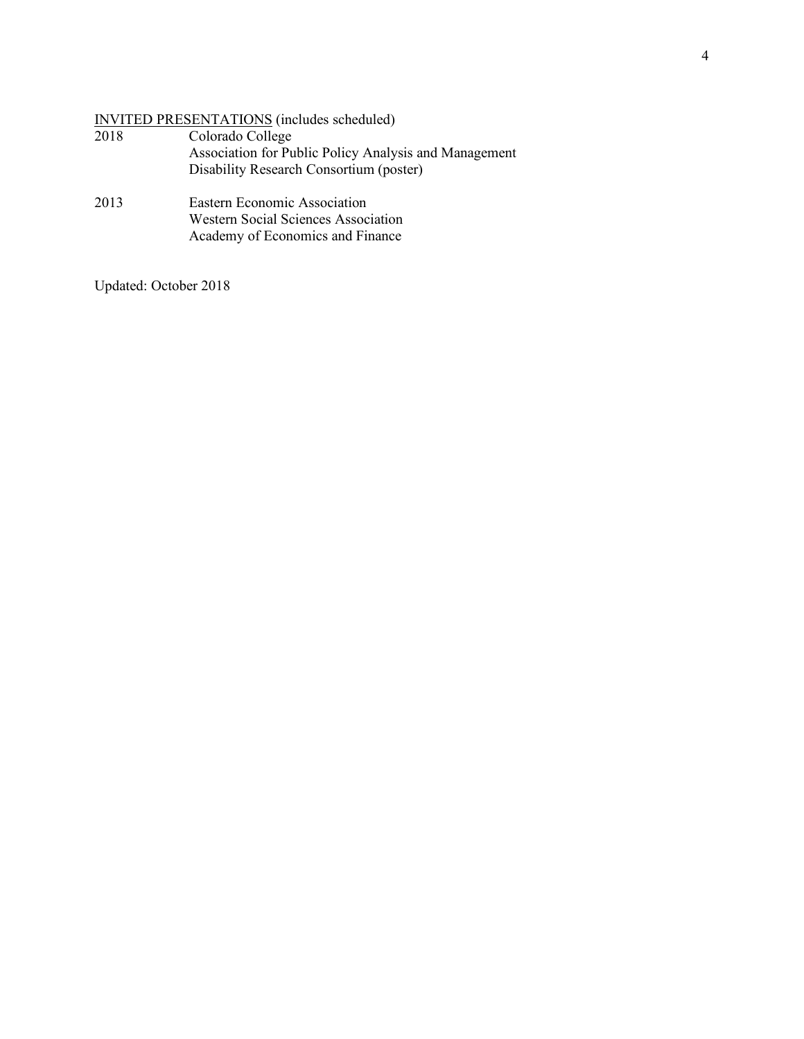<u>INVITED PRESENTATIONS</u> (includes scheduled)

2018 Colorado College
Association for Public Policy Analysis and Management
Disability Research Consortium (poster)

2013 Eastern Economic Association
Western Social Sciences Association
Academy of Economics and Finance

Updated: October 2018